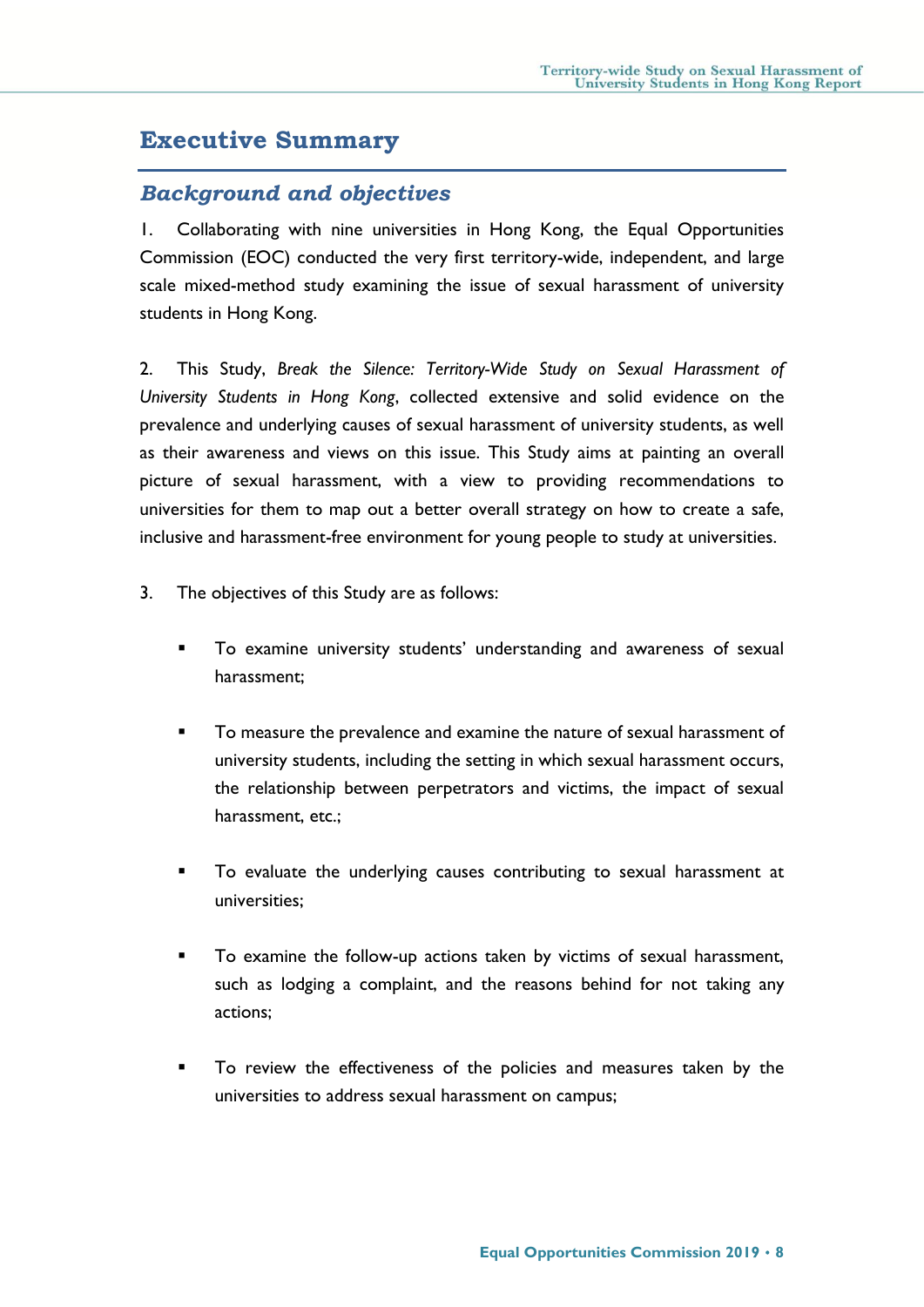# Executive Summary

## *Background and objectives*

1. Collaborating with nine universities in Hong Kong, the Equal Opportunities Commission (EOC) conducted the very first territory-wide, independent, and large scale mixed-method study examining the issue of sexual harassment of university students in Hong Kong.

2. This Study, *Break the Silence: Territory-Wide Study on Sexual Harassment of University Students in Hong Kong*, collected extensive and solid evidence on the prevalence and underlying causes of sexual harassment of university students, as well as their awareness and views on this issue. This Study aims at painting an overall picture of sexual harassment, with a view to providing recommendations to universities for them to map out a better overall strategy on how to create a safe, inclusive and harassment-free environment for young people to study at universities.

3. The objectives of this Study are as follows:

- To examine university students' understanding and awareness of sexual harassment;
- To measure the prevalence and examine the nature of sexual harassment of university students, including the setting in which sexual harassment occurs, the relationship between perpetrators and victims, the impact of sexual harassment, etc.;
- To evaluate the underlying causes contributing to sexual harassment at universities;
- To examine the follow-up actions taken by victims of sexual harassment, such as lodging a complaint, and the reasons behind for not taking any actions;
- To review the effectiveness of the policies and measures taken by the universities to address sexual harassment on campus;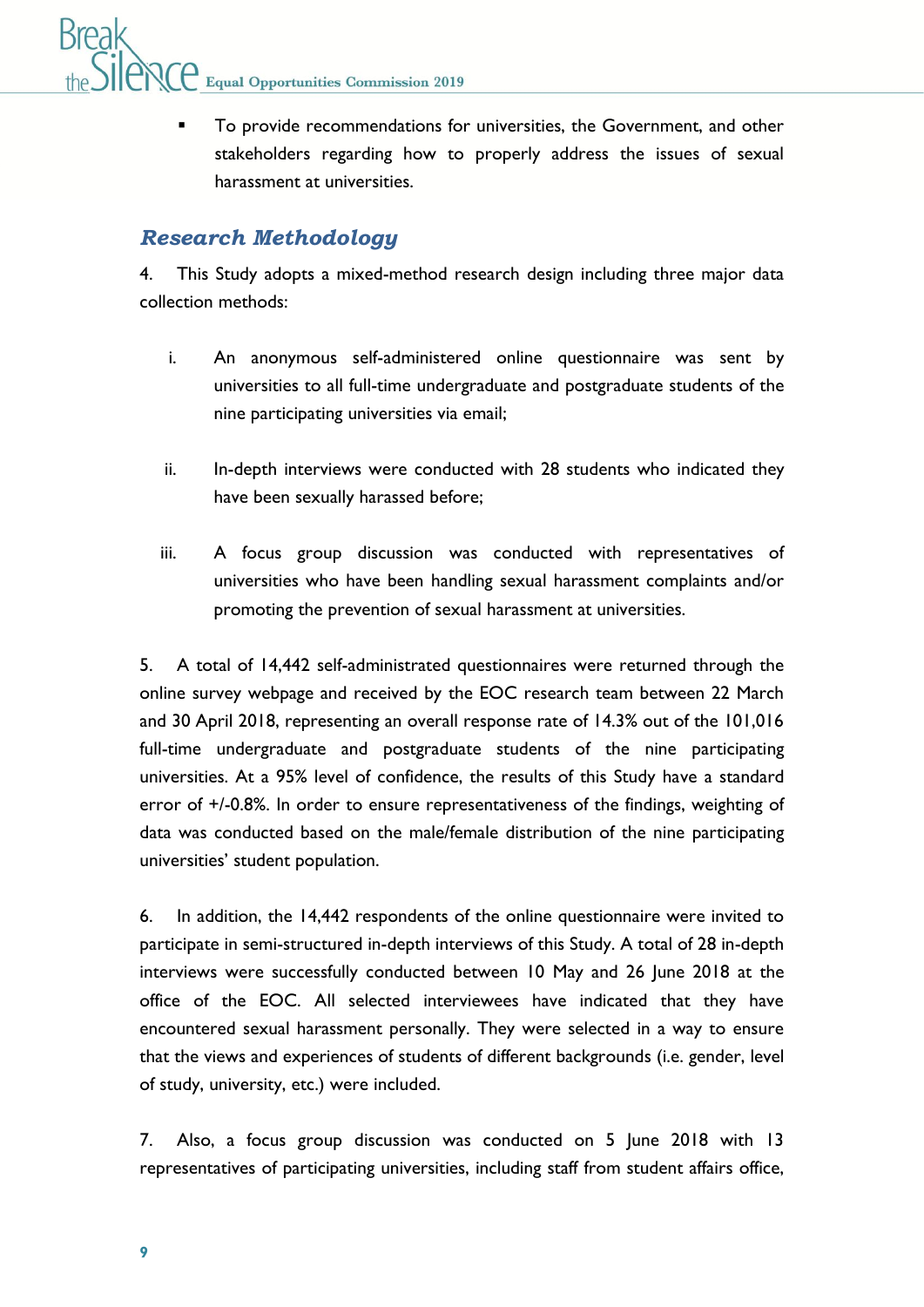- To provide recommendations for universities, the Government, and other stakeholders regarding how to properly address the issues of sexual harassment at universities.

## *Research Methodology*

4. This Study adopts a mixed-method research design including three major data collection methods:

   i. An anonymous self-administered online questionnaire was sent by universities to all full-time undergraduate and postgraduate students of the nine participating universities via email;

   ii. In-depth interviews were conducted with 28 students who indicated they have been sexually harassed before;

   iii. A focus group discussion was conducted with representatives of universities who have been handling sexual harassment complaints and/or promoting the prevention of sexual harassment at universities.

5. A total of 14,442 self-administrated questionnaires were returned through the online survey webpage and received by the EOC research team between 22 March and 30 April 2018, representing an overall response rate of 14.3% out of the 101,016 full-time undergraduate and postgraduate students of the nine participating universities. At a 95% level of confidence, the results of this Study have a standard error of +/-0.8%. In order to ensure representativeness of the findings, weighting of data was conducted based on the male/female distribution of the nine participating universities' student population.

6. In addition, the 14,442 respondents of the online questionnaire were invited to participate in semi-structured in-depth interviews of this Study. A total of 28 in-depth interviews were successfully conducted between 10 May and 26 June 2018 at the office of the EOC. All selected interviewees have indicated that they have encountered sexual harassment personally. They were selected in a way to ensure that the views and experiences of students of different backgrounds (i.e. gender, level of study, university, etc.) were included.

7. Also, a focus group discussion was conducted on 5 June 2018 with 13 representatives of participating universities, including staff from student affairs office,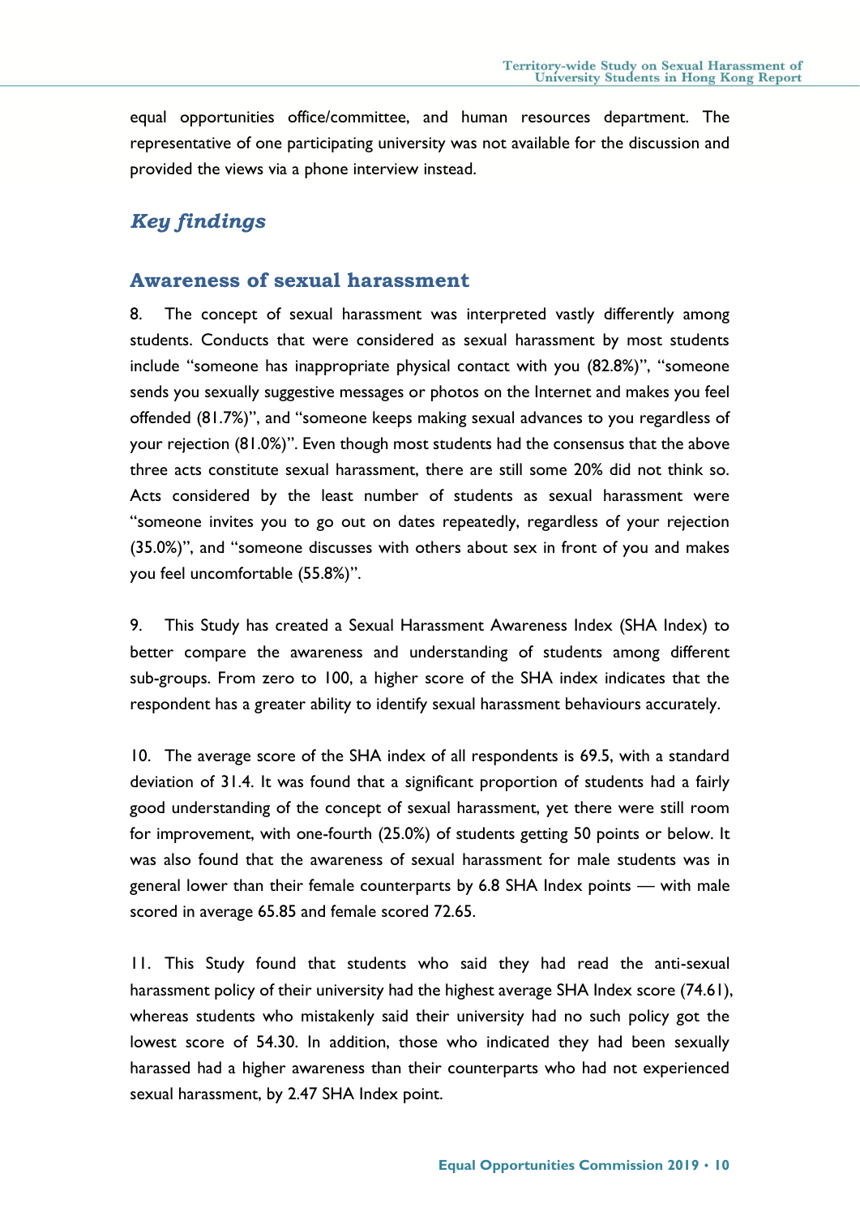equal opportunities office/committee, and human resources department. The representative of one participating university was not available for the discussion and provided the views via a phone interview instead.

## *Key findings*

### Awareness of sexual harassment

8. The concept of sexual harassment was interpreted vastly differently among students. Conducts that were considered as sexual harassment by most students include "someone has inappropriate physical contact with you (82.8%)", "someone sends you sexually suggestive messages or photos on the Internet and makes you feel offended (81.7%)", and "someone keeps making sexual advances to you regardless of your rejection (81.0%)". Even though most students had the consensus that the above three acts constitute sexual harassment, there are still some 20% did not think so. Acts considered by the least number of students as sexual harassment were "someone invites you to go out on dates repeatedly, regardless of your rejection (35.0%)", and "someone discusses with others about sex in front of you and makes you feel uncomfortable (55.8%)".

9. This Study has created a Sexual Harassment Awareness Index (SHA Index) to better compare the awareness and understanding of students among different sub-groups. From zero to 100, a higher score of the SHA index indicates that the respondent has a greater ability to identify sexual harassment behaviours accurately.

10. The average score of the SHA index of all respondents is 69.5, with a standard deviation of 31.4. It was found that a significant proportion of students had a fairly good understanding of the concept of sexual harassment, yet there were still room for improvement, with one-fourth (25.0%) of students getting 50 points or below. It was also found that the awareness of sexual harassment for male students was in general lower than their female counterparts by 6.8 SHA Index points — with male scored in average 65.85 and female scored 72.65.

11. This Study found that students who said they had read the anti-sexual harassment policy of their university had the highest average SHA Index score (74.61), whereas students who mistakenly said their university had no such policy got the lowest score of 54.30. In addition, those who indicated they had been sexually harassed had a higher awareness than their counterparts who had not experienced sexual harassment, by 2.47 SHA Index point.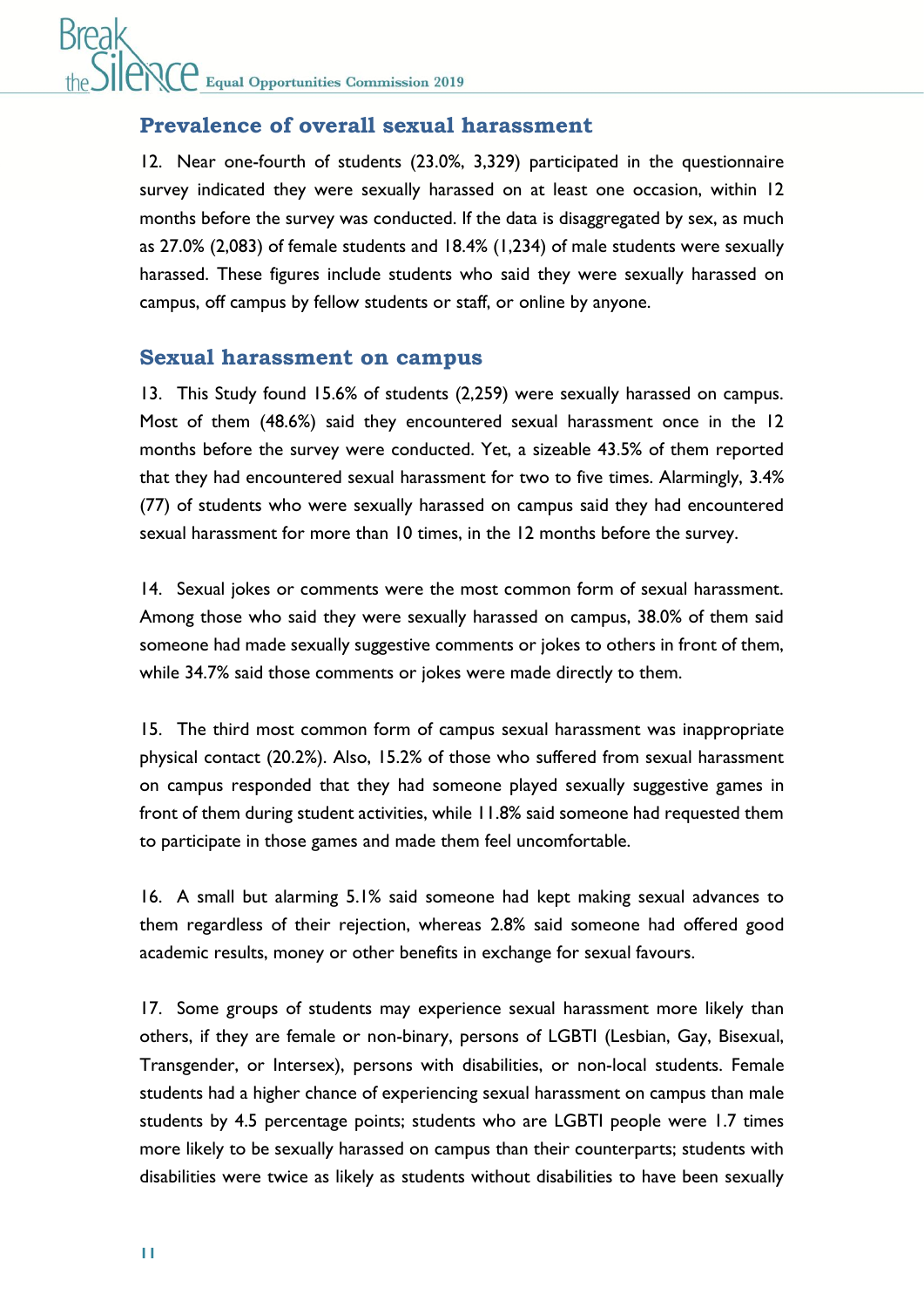## Prevalence of overall sexual harassment

12. Near one-fourth of students (23.0%, 3,329) participated in the questionnaire survey indicated they were sexually harassed on at least one occasion, within 12 months before the survey was conducted. If the data is disaggregated by sex, as much as 27.0% (2,083) of female students and 18.4% (1,234) of male students were sexually harassed. These figures include students who said they were sexually harassed on campus, off campus by fellow students or staff, or online by anyone.

## Sexual harassment on campus

13. This Study found 15.6% of students (2,259) were sexually harassed on campus. Most of them (48.6%) said they encountered sexual harassment once in the 12 months before the survey were conducted. Yet, a sizeable 43.5% of them reported that they had encountered sexual harassment for two to five times. Alarmingly, 3.4% (77) of students who were sexually harassed on campus said they had encountered sexual harassment for more than 10 times, in the 12 months before the survey.

14. Sexual jokes or comments were the most common form of sexual harassment. Among those who said they were sexually harassed on campus, 38.0% of them said someone had made sexually suggestive comments or jokes to others in front of them, while 34.7% said those comments or jokes were made directly to them.

15. The third most common form of campus sexual harassment was inappropriate physical contact (20.2%). Also, 15.2% of those who suffered from sexual harassment on campus responded that they had someone played sexually suggestive games in front of them during student activities, while 11.8% said someone had requested them to participate in those games and made them feel uncomfortable.

16. A small but alarming 5.1% said someone had kept making sexual advances to them regardless of their rejection, whereas 2.8% said someone had offered good academic results, money or other benefits in exchange for sexual favours.

17. Some groups of students may experience sexual harassment more likely than others, if they are female or non-binary, persons of LGBTI (Lesbian, Gay, Bisexual, Transgender, or Intersex), persons with disabilities, or non-local students. Female students had a higher chance of experiencing sexual harassment on campus than male students by 4.5 percentage points; students who are LGBTI people were 1.7 times more likely to be sexually harassed on campus than their counterparts; students with disabilities were twice as likely as students without disabilities to have been sexually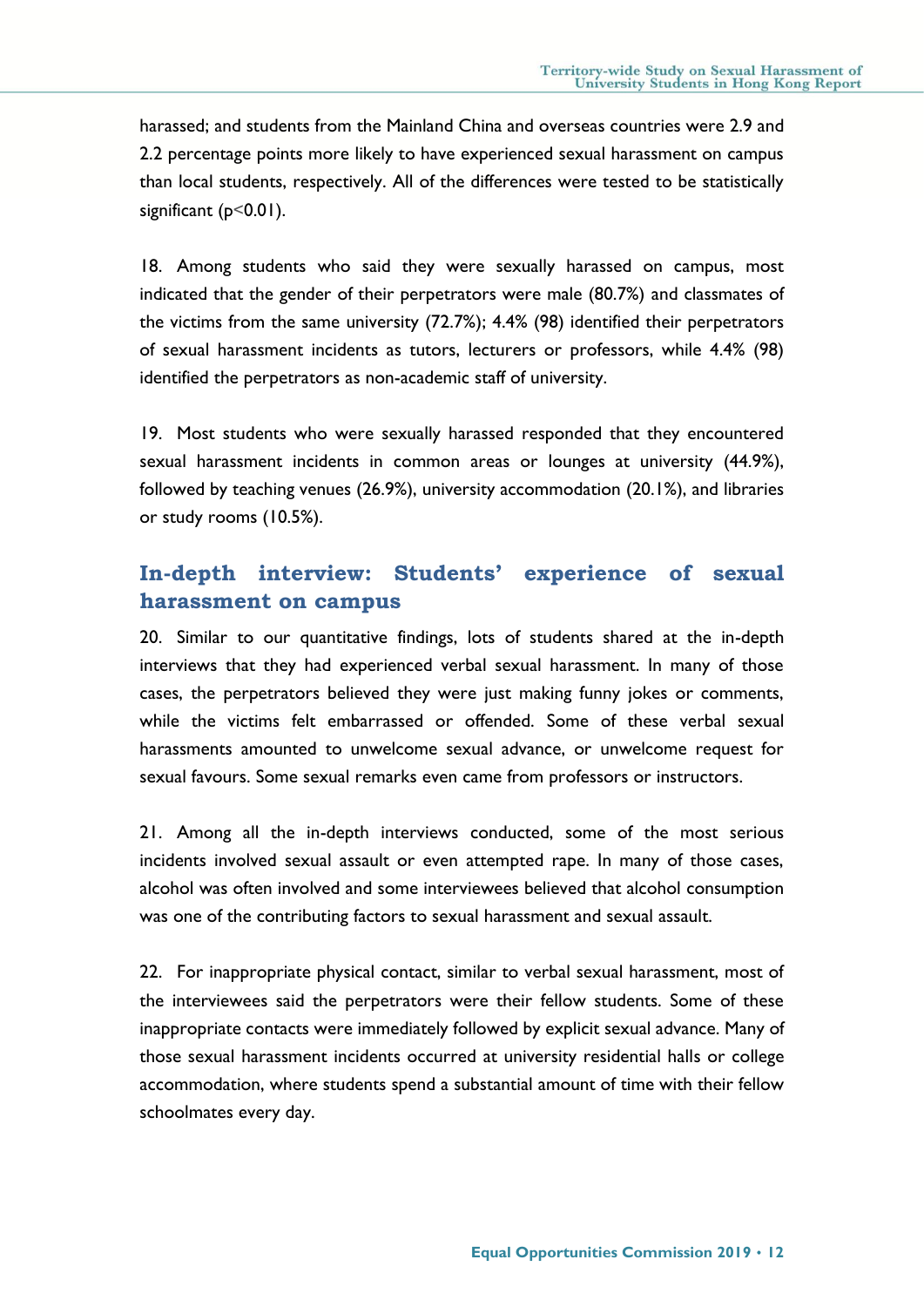harassed; and students from the Mainland China and overseas countries were 2.9 and 2.2 percentage points more likely to have experienced sexual harassment on campus than local students, respectively. All of the differences were tested to be statistically significant ($p<0.01$).

18. Among students who said they were sexually harassed on campus, most indicated that the gender of their perpetrators were male (80.7%) and classmates of the victims from the same university (72.7%); 4.4% (98) identified their perpetrators of sexual harassment incidents as tutors, lecturers or professors, while 4.4% (98) identified the perpetrators as non-academic staff of university.

19. Most students who were sexually harassed responded that they encountered sexual harassment incidents in common areas or lounges at university (44.9%), followed by teaching venues (26.9%), university accommodation (20.1%), and libraries or study rooms (10.5%).

## In-depth interview: Students' experience of sexual harassment on campus

20. Similar to our quantitative findings, lots of students shared at the in-depth interviews that they had experienced verbal sexual harassment. In many of those cases, the perpetrators believed they were just making funny jokes or comments, while the victims felt embarrassed or offended. Some of these verbal sexual harassments amounted to unwelcome sexual advance, or unwelcome request for sexual favours. Some sexual remarks even came from professors or instructors.

21. Among all the in-depth interviews conducted, some of the most serious incidents involved sexual assault or even attempted rape. In many of those cases, alcohol was often involved and some interviewees believed that alcohol consumption was one of the contributing factors to sexual harassment and sexual assault.

22. For inappropriate physical contact, similar to verbal sexual harassment, most of the interviewees said the perpetrators were their fellow students. Some of these inappropriate contacts were immediately followed by explicit sexual advance. Many of those sexual harassment incidents occurred at university residential halls or college accommodation, where students spend a substantial amount of time with their fellow schoolmates every day.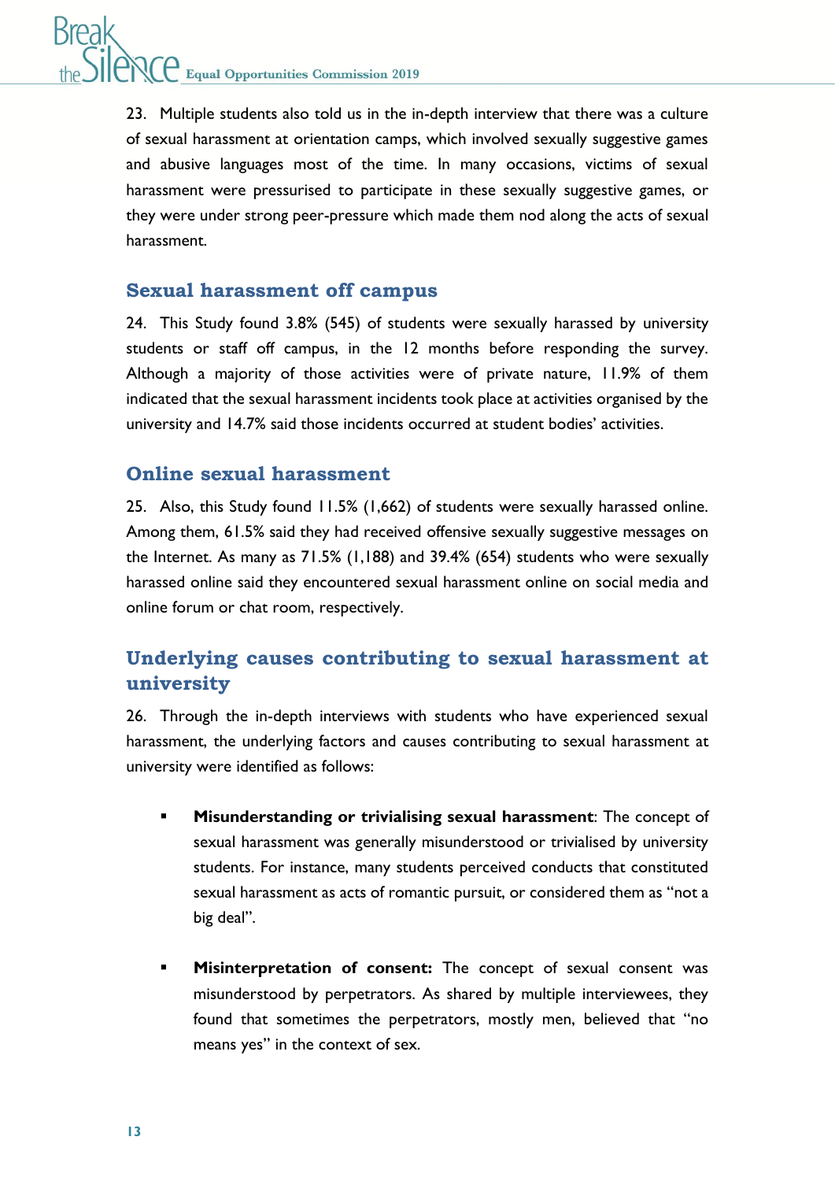23. Multiple students also told us in the in-depth interview that there was a culture of sexual harassment at orientation camps, which involved sexually suggestive games and abusive languages most of the time. In many occasions, victims of sexual harassment were pressurised to participate in these sexually suggestive games, or they were under strong peer-pressure which made them nod along the acts of sexual harassment.

## Sexual harassment off campus

24. This Study found 3.8% (545) of students were sexually harassed by university students or staff off campus, in the 12 months before responding the survey. Although a majority of those activities were of private nature, 11.9% of them indicated that the sexual harassment incidents took place at activities organised by the university and 14.7% said those incidents occurred at student bodies' activities.

## Online sexual harassment

25. Also, this Study found 11.5% (1,662) of students were sexually harassed online. Among them, 61.5% said they had received offensive sexually suggestive messages on the Internet. As many as 71.5% (1,188) and 39.4% (654) students who were sexually harassed online said they encountered sexual harassment online on social media and online forum or chat room, respectively.

## Underlying causes contributing to sexual harassment at university

26. Through the in-depth interviews with students who have experienced sexual harassment, the underlying factors and causes contributing to sexual harassment at university were identified as follows:

- **Misunderstanding or trivialising sexual harassment**: The concept of sexual harassment was generally misunderstood or trivialised by university students. For instance, many students perceived conducts that constituted sexual harassment as acts of romantic pursuit, or considered them as "not a big deal".

- **Misinterpretation of consent:** The concept of sexual consent was misunderstood by perpetrators. As shared by multiple interviewees, they found that sometimes the perpetrators, mostly men, believed that "no means yes" in the context of sex.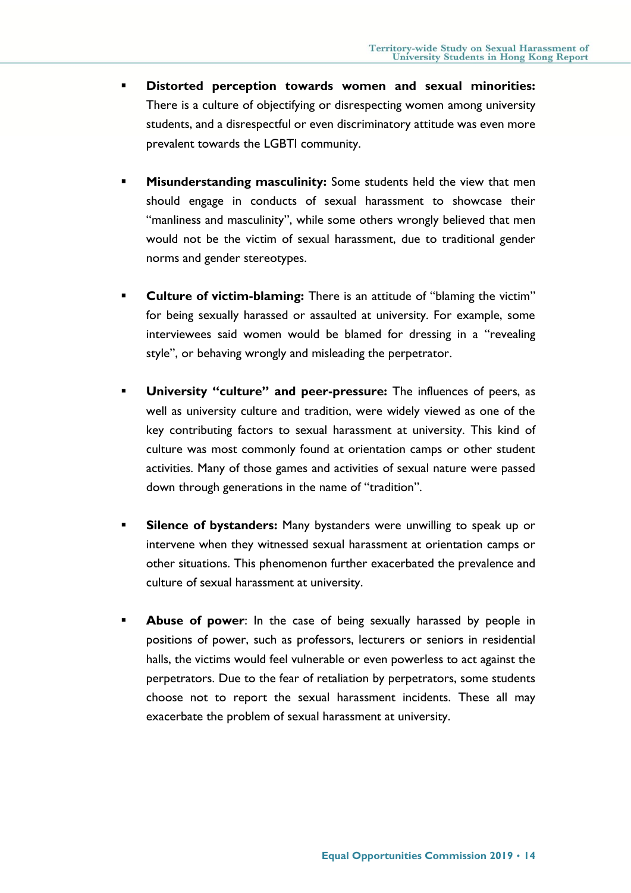- **Distorted perception towards women and sexual minorities:** There is a culture of objectifying or disrespecting women among university students, and a disrespectful or even discriminatory attitude was even more prevalent towards the LGBTI community.

- **Misunderstanding masculinity:** Some students held the view that men should engage in conducts of sexual harassment to showcase their "manliness and masculinity", while some others wrongly believed that men would not be the victim of sexual harassment, due to traditional gender norms and gender stereotypes.

- **Culture of victim-blaming:** There is an attitude of "blaming the victim" for being sexually harassed or assaulted at university. For example, some interviewees said women would be blamed for dressing in a "revealing style", or behaving wrongly and misleading the perpetrator.

- **University "culture" and peer-pressure:** The influences of peers, as well as university culture and tradition, were widely viewed as one of the key contributing factors to sexual harassment at university. This kind of culture was most commonly found at orientation camps or other student activities. Many of those games and activities of sexual nature were passed down through generations in the name of "tradition".

- **Silence of bystanders:** Many bystanders were unwilling to speak up or intervene when they witnessed sexual harassment at orientation camps or other situations. This phenomenon further exacerbated the prevalence and culture of sexual harassment at university.

- **Abuse of power**: In the case of being sexually harassed by people in positions of power, such as professors, lecturers or seniors in residential halls, the victims would feel vulnerable or even powerless to act against the perpetrators. Due to the fear of retaliation by perpetrators, some students choose not to report the sexual harassment incidents. These all may exacerbate the problem of sexual harassment at university.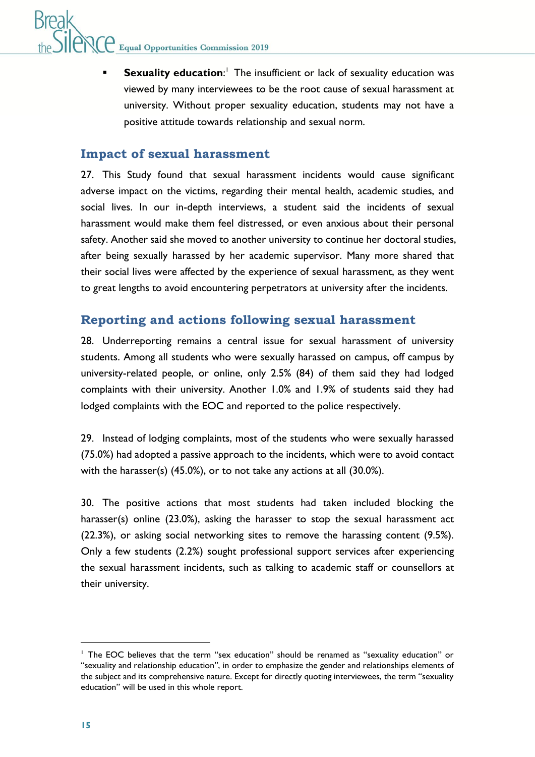- **Sexuality education**:[1] The insufficient or lack of sexuality education was viewed by many interviewees to be the root cause of sexual harassment at university. Without proper sexuality education, students may not have a positive attitude towards relationship and sexual norm.

## Impact of sexual harassment

27. This Study found that sexual harassment incidents would cause significant adverse impact on the victims, regarding their mental health, academic studies, and social lives. In our in-depth interviews, a student said the incidents of sexual harassment would make them feel distressed, or even anxious about their personal safety. Another said she moved to another university to continue her doctoral studies, after being sexually harassed by her academic supervisor. Many more shared that their social lives were affected by the experience of sexual harassment, as they went to great lengths to avoid encountering perpetrators at university after the incidents.

## Reporting and actions following sexual harassment

28. Underreporting remains a central issue for sexual harassment of university students. Among all students who were sexually harassed on campus, off campus by university-related people, or online, only 2.5% (84) of them said they had lodged complaints with their university. Another 1.0% and 1.9% of students said they had lodged complaints with the EOC and reported to the police respectively.

29. Instead of lodging complaints, most of the students who were sexually harassed (75.0%) had adopted a passive approach to the incidents, which were to avoid contact with the harasser(s) (45.0%), or to not take any actions at all (30.0%).

30. The positive actions that most students had taken included blocking the harasser(s) online (23.0%), asking the harasser to stop the sexual harassment act (22.3%), or asking social networking sites to remove the harassing content (9.5%). Only a few students (2.2%) sought professional support services after experiencing the sexual harassment incidents, such as talking to academic staff or counsellors at their university.

[1] The EOC believes that the term "sex education" should be renamed as "sexuality education" or "sexuality and relationship education", in order to emphasize the gender and relationships elements of the subject and its comprehensive nature. Except for directly quoting interviewees, the term "sexuality education" will be used in this whole report.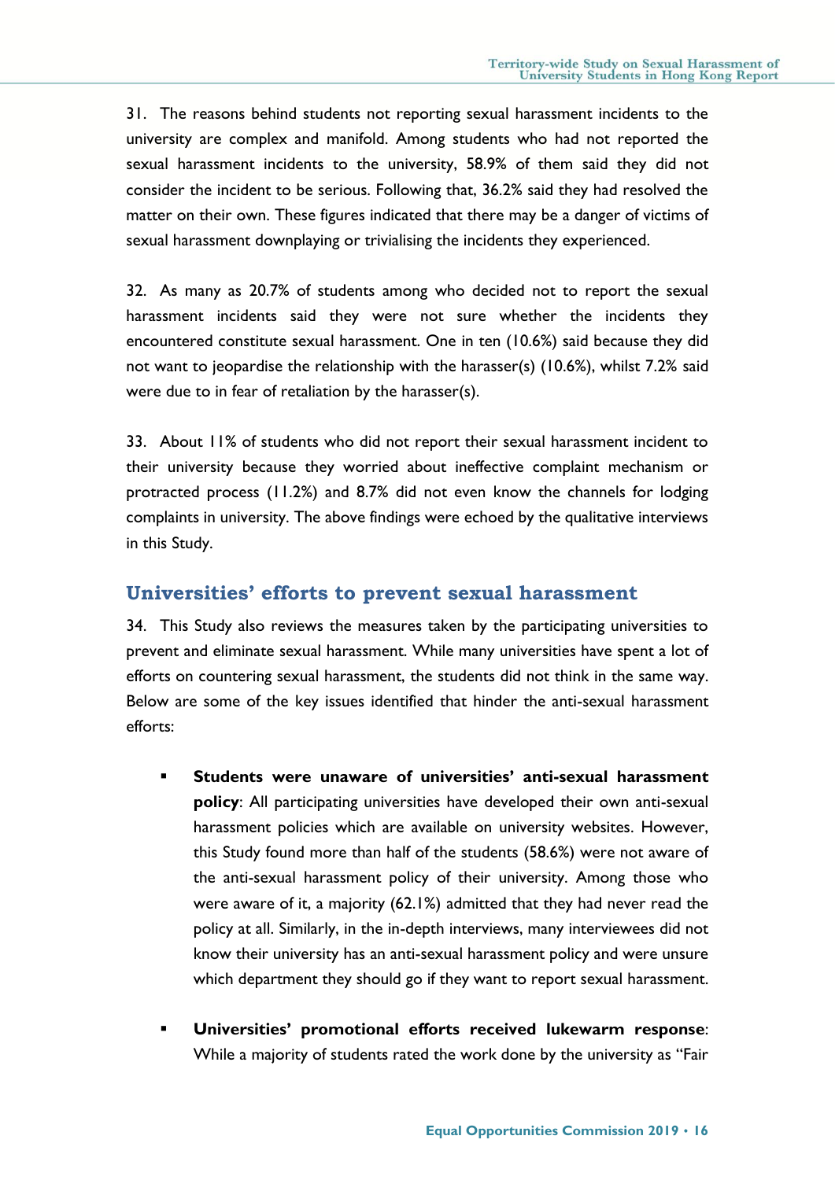31. The reasons behind students not reporting sexual harassment incidents to the university are complex and manifold. Among students who had not reported the sexual harassment incidents to the university, 58.9% of them said they did not consider the incident to be serious. Following that, 36.2% said they had resolved the matter on their own. These figures indicated that there may be a danger of victims of sexual harassment downplaying or trivialising the incidents they experienced.

32. As many as 20.7% of students among who decided not to report the sexual harassment incidents said they were not sure whether the incidents they encountered constitute sexual harassment. One in ten (10.6%) said because they did not want to jeopardise the relationship with the harasser(s) (10.6%), whilst 7.2% said were due to in fear of retaliation by the harasser(s).

33. About 11% of students who did not report their sexual harassment incident to their university because they worried about ineffective complaint mechanism or protracted process (11.2%) and 8.7% did not even know the channels for lodging complaints in university. The above findings were echoed by the qualitative interviews in this Study.

## Universities' efforts to prevent sexual harassment

34. This Study also reviews the measures taken by the participating universities to prevent and eliminate sexual harassment. While many universities have spent a lot of efforts on countering sexual harassment, the students did not think in the same way. Below are some of the key issues identified that hinder the anti-sexual harassment efforts:

- **Students were unaware of universities' anti-sexual harassment policy**: All participating universities have developed their own anti-sexual harassment policies which are available on university websites. However, this Study found more than half of the students (58.6%) were not aware of the anti-sexual harassment policy of their university. Among those who were aware of it, a majority (62.1%) admitted that they had never read the policy at all. Similarly, in the in-depth interviews, many interviewees did not know their university has an anti-sexual harassment policy and were unsure which department they should go if they want to report sexual harassment.

- **Universities' promotional efforts received lukewarm response**: While a majority of students rated the work done by the university as "Fair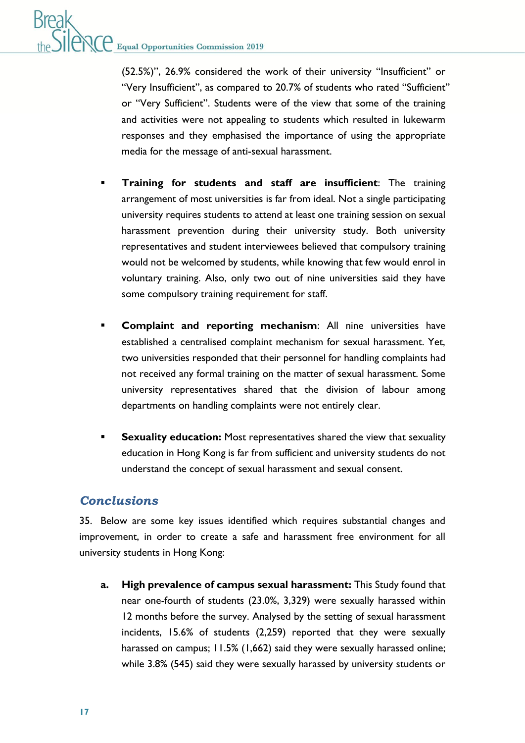(52.5%)", 26.9% considered the work of their university "Insufficient" or "Very Insufficient", as compared to 20.7% of students who rated "Sufficient" or "Very Sufficient". Students were of the view that some of the training and activities were not appealing to students which resulted in lukewarm responses and they emphasised the importance of using the appropriate media for the message of anti-sexual harassment.

- **Training for students and staff are insufficient**: The training arrangement of most universities is far from ideal. Not a single participating university requires students to attend at least one training session on sexual harassment prevention during their university study. Both university representatives and student interviewees believed that compulsory training would not be welcomed by students, while knowing that few would enrol in voluntary training. Also, only two out of nine universities said they have some compulsory training requirement for staff.

- **Complaint and reporting mechanism**: All nine universities have established a centralised complaint mechanism for sexual harassment. Yet, two universities responded that their personnel for handling complaints had not received any formal training on the matter of sexual harassment. Some university representatives shared that the division of labour among departments on handling complaints were not entirely clear.

- **Sexuality education:** Most representatives shared the view that sexuality education in Hong Kong is far from sufficient and university students do not understand the concept of sexual harassment and sexual consent.

## *Conclusions*

35. Below are some key issues identified which requires substantial changes and improvement, in order to create a safe and harassment free environment for all university students in Hong Kong:

a. **High prevalence of campus sexual harassment:** This Study found that near one-fourth of students (23.0%, 3,329) were sexually harassed within 12 months before the survey. Analysed by the setting of sexual harassment incidents, 15.6% of students (2,259) reported that they were sexually harassed on campus; 11.5% (1,662) said they were sexually harassed online; while 3.8% (545) said they were sexually harassed by university students or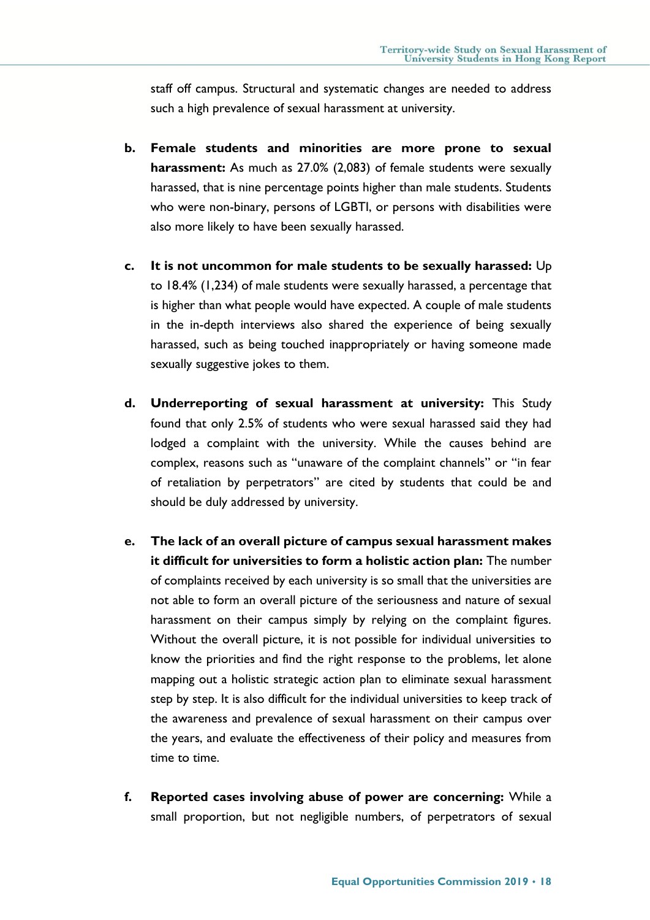staff off campus. Structural and systematic changes are needed to address such a high prevalence of sexual harassment at university.

b. **Female students and minorities are more prone to sexual harassment:** As much as 27.0% (2,083) of female students were sexually harassed, that is nine percentage points higher than male students. Students who were non-binary, persons of LGBTI, or persons with disabilities were also more likely to have been sexually harassed.

c. **It is not uncommon for male students to be sexually harassed:** Up to 18.4% (1,234) of male students were sexually harassed, a percentage that is higher than what people would have expected. A couple of male students in the in-depth interviews also shared the experience of being sexually harassed, such as being touched inappropriately or having someone made sexually suggestive jokes to them.

d. **Underreporting of sexual harassment at university:** This Study found that only 2.5% of students who were sexual harassed said they had lodged a complaint with the university. While the causes behind are complex, reasons such as "unaware of the complaint channels" or "in fear of retaliation by perpetrators" are cited by students that could be and should be duly addressed by university.

e. **The lack of an overall picture of campus sexual harassment makes it difficult for universities to form a holistic action plan:** The number of complaints received by each university is so small that the universities are not able to form an overall picture of the seriousness and nature of sexual harassment on their campus simply by relying on the complaint figures. Without the overall picture, it is not possible for individual universities to know the priorities and find the right response to the problems, let alone mapping out a holistic strategic action plan to eliminate sexual harassment step by step. It is also difficult for the individual universities to keep track of the awareness and prevalence of sexual harassment on their campus over the years, and evaluate the effectiveness of their policy and measures from time to time.

f. **Reported cases involving abuse of power are concerning:** While a small proportion, but not negligible numbers, of perpetrators of sexual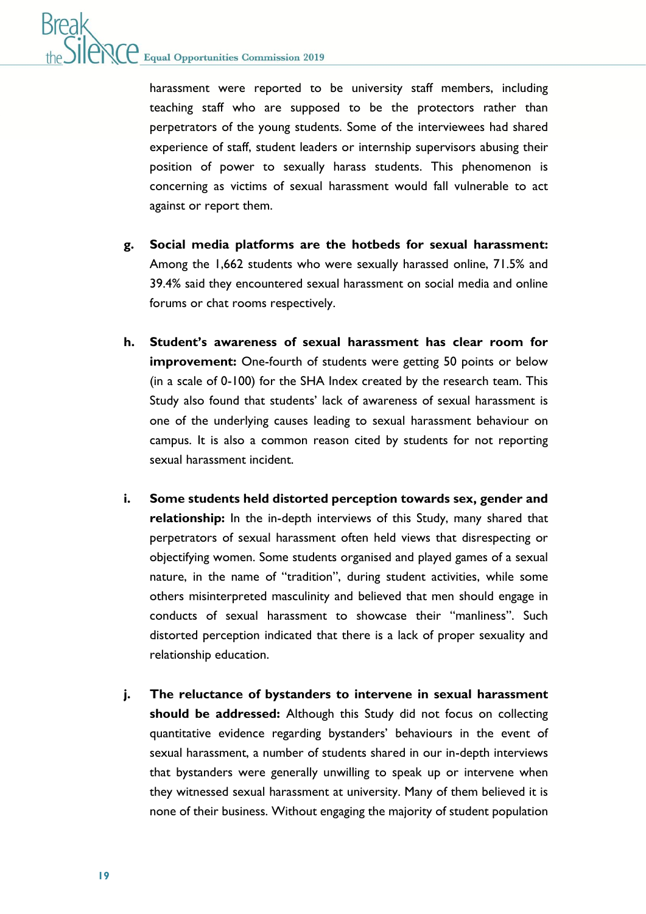harassment were reported to be university staff members, including teaching staff who are supposed to be the protectors rather than perpetrators of the young students. Some of the interviewees had shared experience of staff, student leaders or internship supervisors abusing their position of power to sexually harass students. This phenomenon is concerning as victims of sexual harassment would fall vulnerable to act against or report them.

g. **Social media platforms are the hotbeds for sexual harassment:** Among the 1,662 students who were sexually harassed online, 71.5% and 39.4% said they encountered sexual harassment on social media and online forums or chat rooms respectively.

h. **Student's awareness of sexual harassment has clear room for improvement:** One-fourth of students were getting 50 points or below (in a scale of 0-100) for the SHA Index created by the research team. This Study also found that students' lack of awareness of sexual harassment is one of the underlying causes leading to sexual harassment behaviour on campus. It is also a common reason cited by students for not reporting sexual harassment incident.

i. **Some students held distorted perception towards sex, gender and relationship:** In the in-depth interviews of this Study, many shared that perpetrators of sexual harassment often held views that disrespecting or objectifying women. Some students organised and played games of a sexual nature, in the name of "tradition", during student activities, while some others misinterpreted masculinity and believed that men should engage in conducts of sexual harassment to showcase their "manliness". Such distorted perception indicated that there is a lack of proper sexuality and relationship education.

j. **The reluctance of bystanders to intervene in sexual harassment should be addressed:** Although this Study did not focus on collecting quantitative evidence regarding bystanders' behaviours in the event of sexual harassment, a number of students shared in our in-depth interviews that bystanders were generally unwilling to speak up or intervene when they witnessed sexual harassment at university. Many of them believed it is none of their business. Without engaging the majority of student population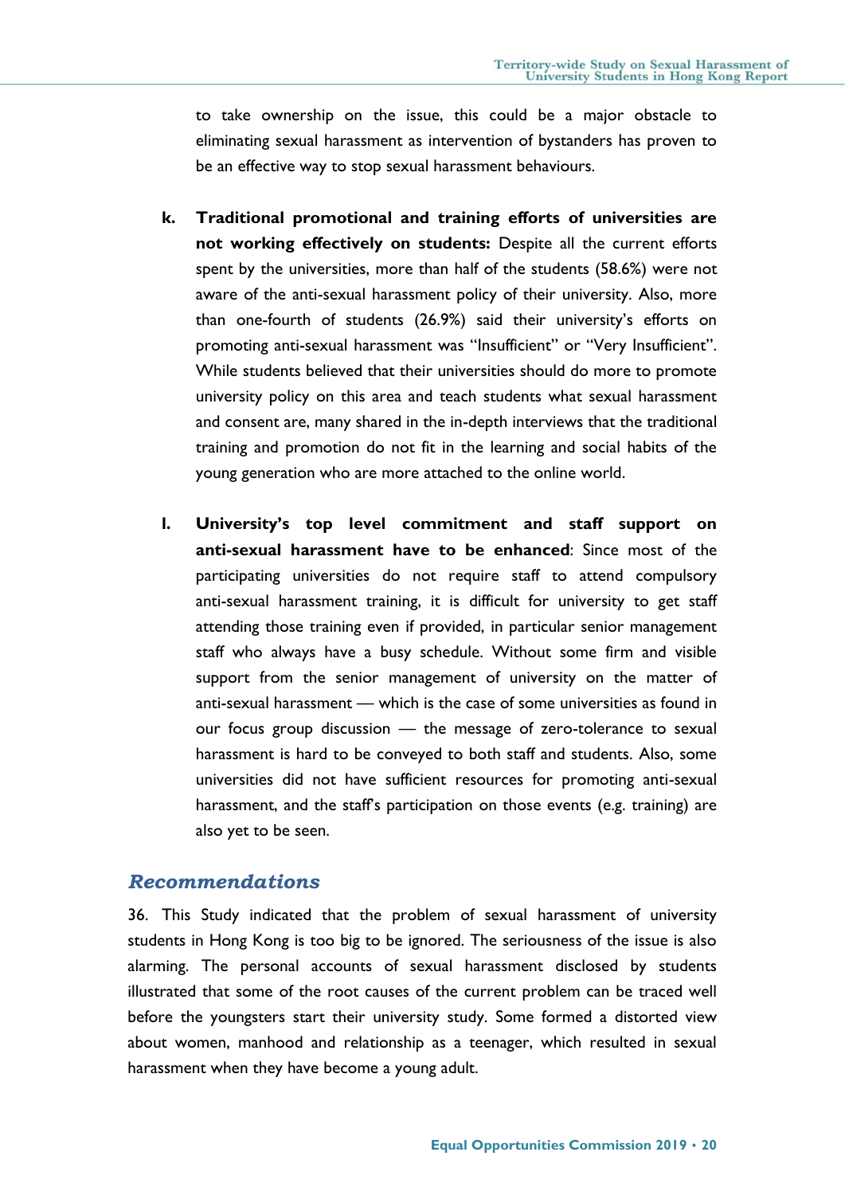to take ownership on the issue, this could be a major obstacle to eliminating sexual harassment as intervention of bystanders has proven to be an effective way to stop sexual harassment behaviours.

k. **Traditional promotional and training efforts of universities are not working effectively on students:** Despite all the current efforts spent by the universities, more than half of the students (58.6%) were not aware of the anti-sexual harassment policy of their university. Also, more than one-fourth of students (26.9%) said their university's efforts on promoting anti-sexual harassment was "Insufficient" or "Very Insufficient". While students believed that their universities should do more to promote university policy on this area and teach students what sexual harassment and consent are, many shared in the in-depth interviews that the traditional training and promotion do not fit in the learning and social habits of the young generation who are more attached to the online world.

l. **University's top level commitment and staff support on anti-sexual harassment have to be enhanced**: Since most of the participating universities do not require staff to attend compulsory anti-sexual harassment training, it is difficult for university to get staff attending those training even if provided, in particular senior management staff who always have a busy schedule. Without some firm and visible support from the senior management of university on the matter of anti-sexual harassment — which is the case of some universities as found in our focus group discussion — the message of zero-tolerance to sexual harassment is hard to be conveyed to both staff and students. Also, some universities did not have sufficient resources for promoting anti-sexual harassment, and the staff's participation on those events (e.g. training) are also yet to be seen.

## *Recommendations*

36. This Study indicated that the problem of sexual harassment of university students in Hong Kong is too big to be ignored. The seriousness of the issue is also alarming. The personal accounts of sexual harassment disclosed by students illustrated that some of the root causes of the current problem can be traced well before the youngsters start their university study. Some formed a distorted view about women, manhood and relationship as a teenager, which resulted in sexual harassment when they have become a young adult.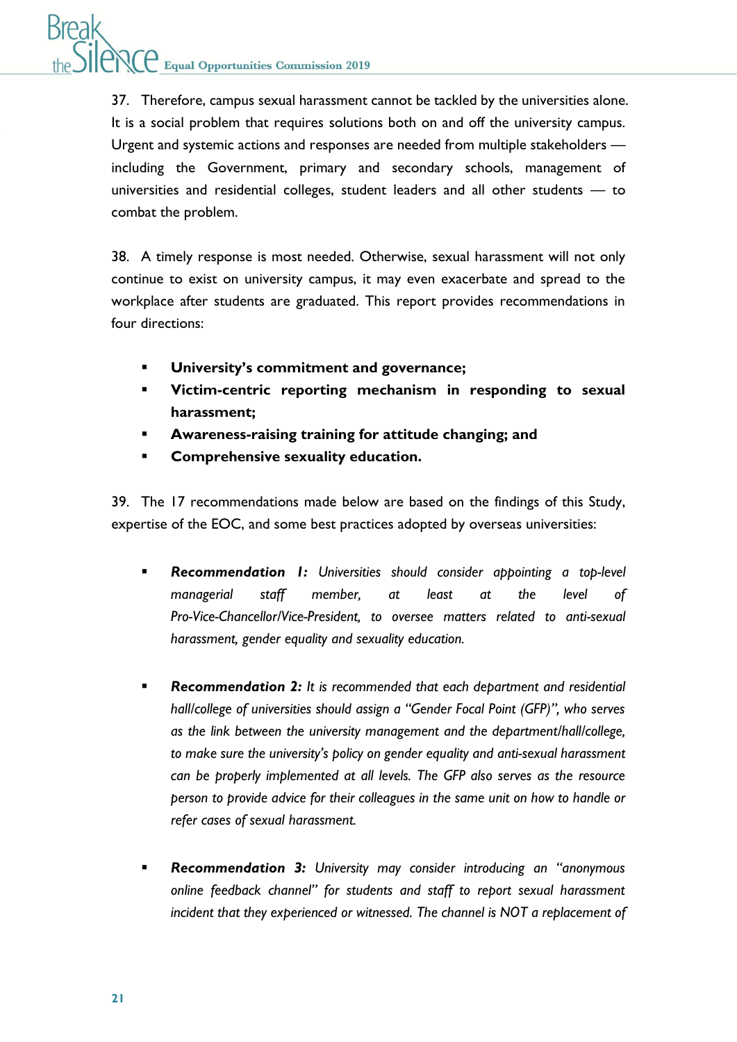37. Therefore, campus sexual harassment cannot be tackled by the universities alone. It is a social problem that requires solutions both on and off the university campus. Urgent and systemic actions and responses are needed from multiple stakeholders — including the Government, primary and secondary schools, management of universities and residential colleges, student leaders and all other students — to combat the problem.

38. A timely response is most needed. Otherwise, sexual harassment will not only continue to exist on university campus, it may even exacerbate and spread to the workplace after students are graduated. This report provides recommendations in four directions:

- **University's commitment and governance;**
- **Victim-centric reporting mechanism in responding to sexual harassment;**
- **Awareness-raising training for attitude changing; and**
- **Comprehensive sexuality education.**

39. The 17 recommendations made below are based on the findings of this Study, expertise of the EOC, and some best practices adopted by overseas universities:

- ***Recommendation 1:*** *Universities should consider appointing a top-level managerial staff member, at least at the level of Pro-Vice-Chancellor/Vice-President, to oversee matters related to anti-sexual harassment, gender equality and sexuality education.*

- ***Recommendation 2:*** *It is recommended that each department and residential hall/college of universities should assign a "Gender Focal Point (GFP)", who serves as the link between the university management and the department/hall/college, to make sure the university's policy on gender equality and anti-sexual harassment can be properly implemented at all levels. The GFP also serves as the resource person to provide advice for their colleagues in the same unit on how to handle or refer cases of sexual harassment.*

- ***Recommendation 3:*** *University may consider introducing an "anonymous online feedback channel" for students and staff to report sexual harassment incident that they experienced or witnessed. The channel is NOT a replacement of*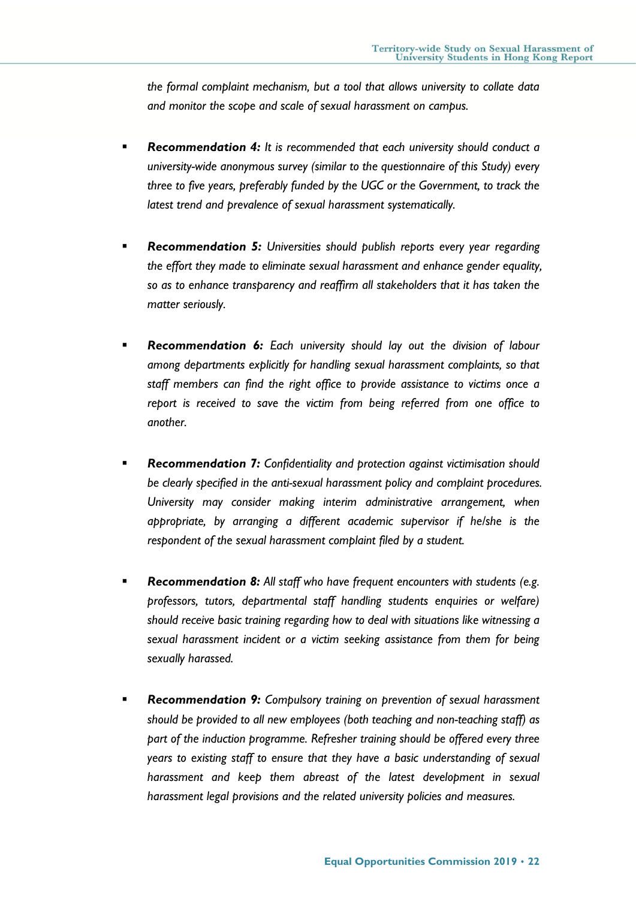*the formal complaint mechanism, but a tool that allows university to collate data and monitor the scope and scale of sexual harassment on campus.*

- ***Recommendation 4:*** *It is recommended that each university should conduct a university-wide anonymous survey (similar to the questionnaire of this Study) every three to five years, preferably funded by the UGC or the Government, to track the latest trend and prevalence of sexual harassment systematically.*

- ***Recommendation 5:*** *Universities should publish reports every year regarding the effort they made to eliminate sexual harassment and enhance gender equality, so as to enhance transparency and reaffirm all stakeholders that it has taken the matter seriously.*

- ***Recommendation 6:*** *Each university should lay out the division of labour among departments explicitly for handling sexual harassment complaints, so that staff members can find the right office to provide assistance to victims once a report is received to save the victim from being referred from one office to another.*

- ***Recommendation 7:*** *Confidentiality and protection against victimisation should be clearly specified in the anti-sexual harassment policy and complaint procedures. University may consider making interim administrative arrangement, when appropriate, by arranging a different academic supervisor if he/she is the respondent of the sexual harassment complaint filed by a student.*

- ***Recommendation 8:*** *All staff who have frequent encounters with students (e.g. professors, tutors, departmental staff handling students enquiries or welfare) should receive basic training regarding how to deal with situations like witnessing a sexual harassment incident or a victim seeking assistance from them for being sexually harassed.*

- ***Recommendation 9:*** *Compulsory training on prevention of sexual harassment should be provided to all new employees (both teaching and non-teaching staff) as part of the induction programme. Refresher training should be offered every three years to existing staff to ensure that they have a basic understanding of sexual harassment and keep them abreast of the latest development in sexual harassment legal provisions and the related university policies and measures.*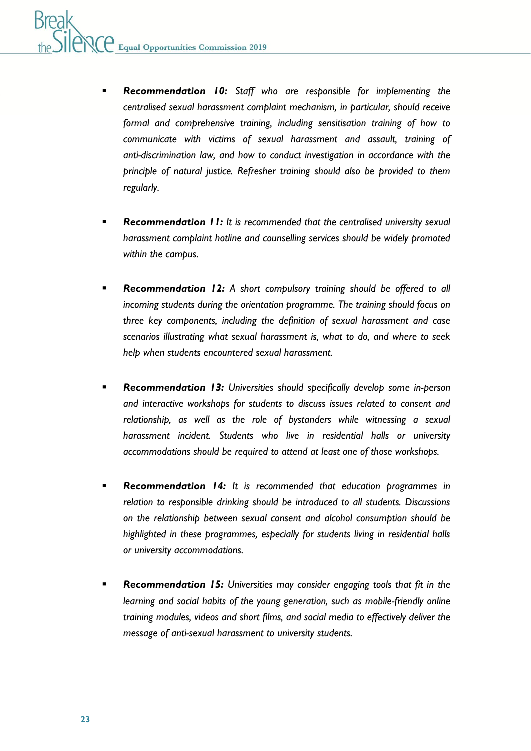- ***Recommendation 10:*** *Staff who are responsible for implementing the centralised sexual harassment complaint mechanism, in particular, should receive formal and comprehensive training, including sensitisation training of how to communicate with victims of sexual harassment and assault, training of anti-discrimination law, and how to conduct investigation in accordance with the principle of natural justice. Refresher training should also be provided to them regularly.*

- ***Recommendation 11:*** *It is recommended that the centralised university sexual harassment complaint hotline and counselling services should be widely promoted within the campus.*

- ***Recommendation 12:*** *A short compulsory training should be offered to all incoming students during the orientation programme. The training should focus on three key components, including the definition of sexual harassment and case scenarios illustrating what sexual harassment is, what to do, and where to seek help when students encountered sexual harassment.*

- ***Recommendation 13:*** *Universities should specifically develop some in-person and interactive workshops for students to discuss issues related to consent and relationship, as well as the role of bystanders while witnessing a sexual harassment incident. Students who live in residential halls or university accommodations should be required to attend at least one of those workshops.*

- ***Recommendation 14:*** *It is recommended that education programmes in relation to responsible drinking should be introduced to all students. Discussions on the relationship between sexual consent and alcohol consumption should be highlighted in these programmes, especially for students living in residential halls or university accommodations.*

- ***Recommendation 15:*** *Universities may consider engaging tools that fit in the learning and social habits of the young generation, such as mobile-friendly online training modules, videos and short films, and social media to effectively deliver the message of anti-sexual harassment to university students.*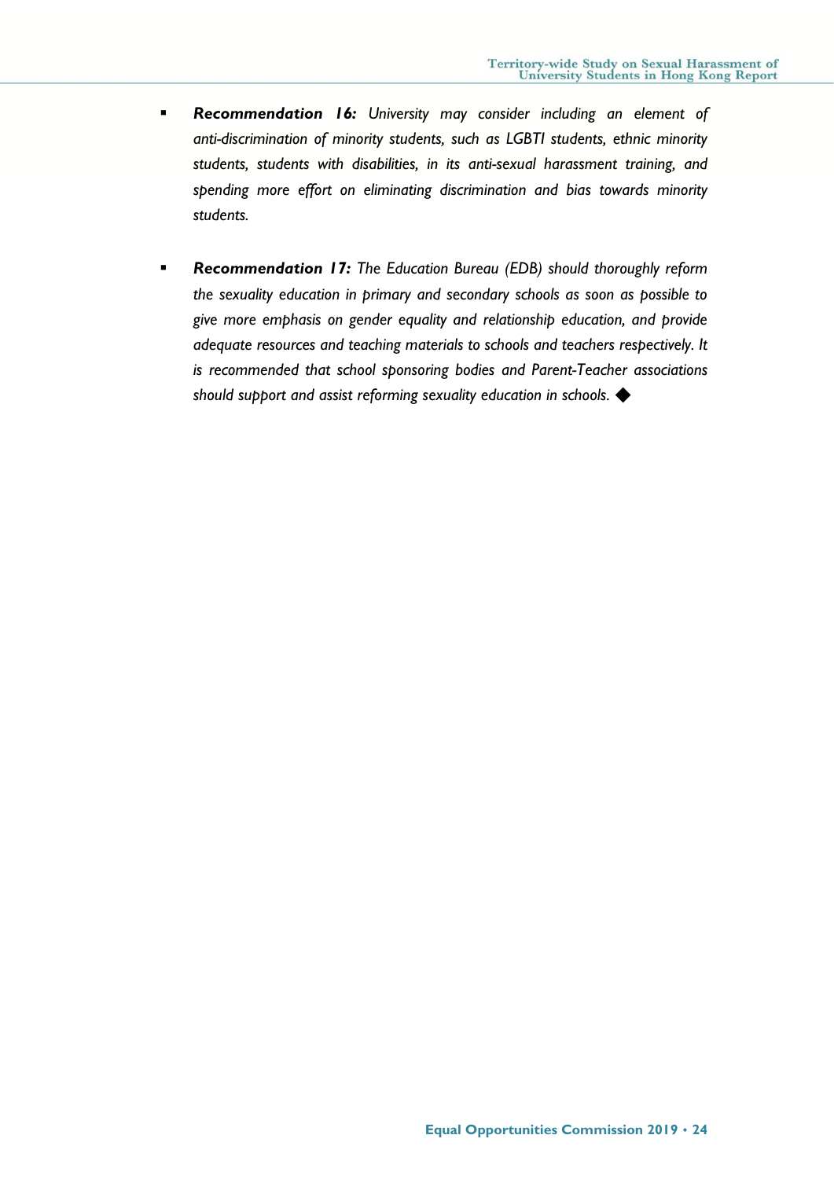- ***Recommendation 16:*** *University may consider including an element of anti-discrimination of minority students, such as LGBTI students, ethnic minority students, students with disabilities, in its anti-sexual harassment training, and spending more effort on eliminating discrimination and bias towards minority students.*

- ***Recommendation 17:*** *The Education Bureau (EDB) should thoroughly reform the sexuality education in primary and secondary schools as soon as possible to give more emphasis on gender equality and relationship education, and provide adequate resources and teaching materials to schools and teachers respectively. It is recommended that school sponsoring bodies and Parent-Teacher associations should support and assist reforming sexuality education in schools.* ◆